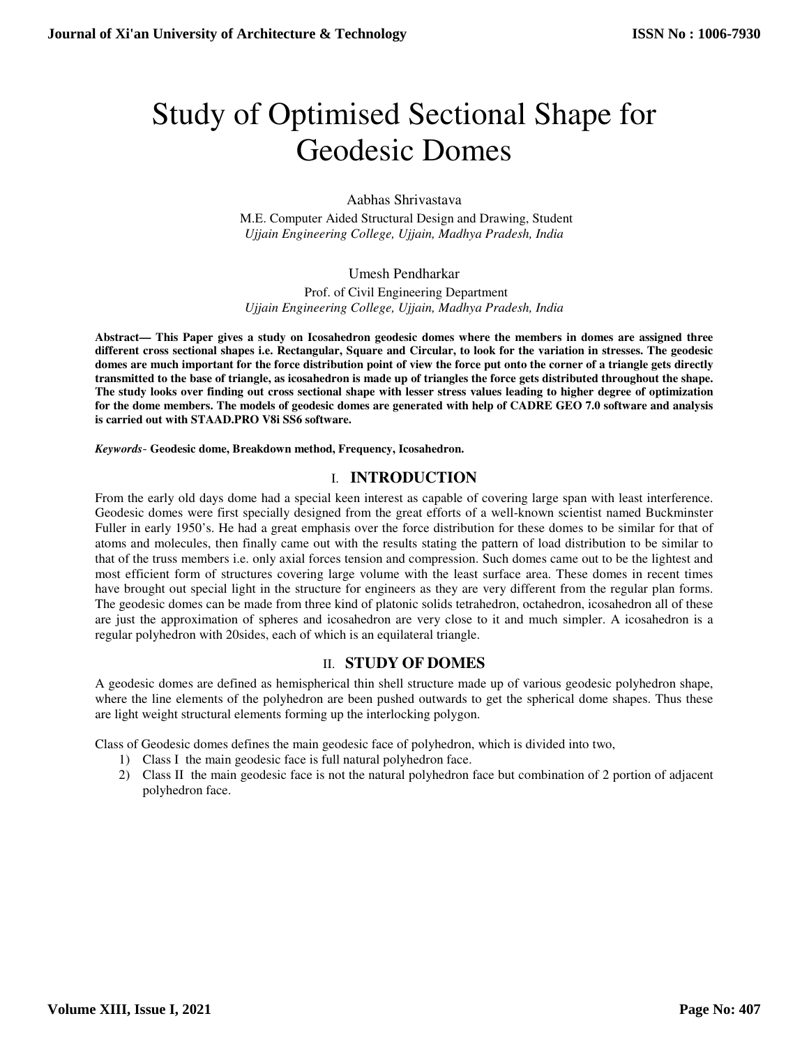# Study of Optimised Sectional Shape for Geodesic Domes

Aabhas Shrivastava
M.E. Computer Aided Structural Design and Drawing, Student
*Ujjain Engineering College, Ujjain, Madhya Pradesh, India*

Umesh Pendharkar
Prof. of Civil Engineering Department
*Ujjain Engineering College, Ujjain, Madhya Pradesh, India*

**Abstract— This Paper gives a study on Icosahedron geodesic domes where the members in domes are assigned three different cross sectional shapes i.e. Rectangular, Square and Circular, to look for the variation in stresses. The geodesic domes are much important for the force distribution point of view the force put onto the corner of a triangle gets directly transmitted to the base of triangle, as icosahedron is made up of triangles the force gets distributed throughout the shape. The study looks over finding out cross sectional shape with lesser stress values leading to higher degree of optimization for the dome members. The models of geodesic domes are generated with help of CADRE GEO 7.0 software and analysis is carried out with STAAD.PRO V8i SS6 software.**

***Keywords*- Geodesic dome, Breakdown method, Frequency, Icosahedron.**

## I. INTRODUCTION

From the early old days dome had a special keen interest as capable of covering large span with least interference. Geodesic domes were first specially designed from the great efforts of a well-known scientist named Buckminster Fuller in early 1950's. He had a great emphasis over the force distribution for these domes to be similar for that of atoms and molecules, then finally came out with the results stating the pattern of load distribution to be similar to that of the truss members i.e. only axial forces tension and compression. Such domes came out to be the lightest and most efficient form of structures covering large volume with the least surface area. These domes in recent times have brought out special light in the structure for engineers as they are very different from the regular plan forms. The geodesic domes can be made from three kind of platonic solids tetrahedron, octahedron, icosahedron all of these are just the approximation of spheres and icosahedron are very close to it and much simpler. A icosahedron is a regular polyhedron with 20sides, each of which is an equilateral triangle.

## II. STUDY OF DOMES

A geodesic domes are defined as hemispherical thin shell structure made up of various geodesic polyhedron shape, where the line elements of the polyhedron are been pushed outwards to get the spherical dome shapes. Thus these are light weight structural elements forming up the interlocking polygon.

Class of Geodesic domes defines the main geodesic face of polyhedron, which is divided into two,

1) Class I the main geodesic face is full natural polyhedron face.
2) Class II the main geodesic face is not the natural polyhedron face but combination of 2 portion of adjacent polyhedron face.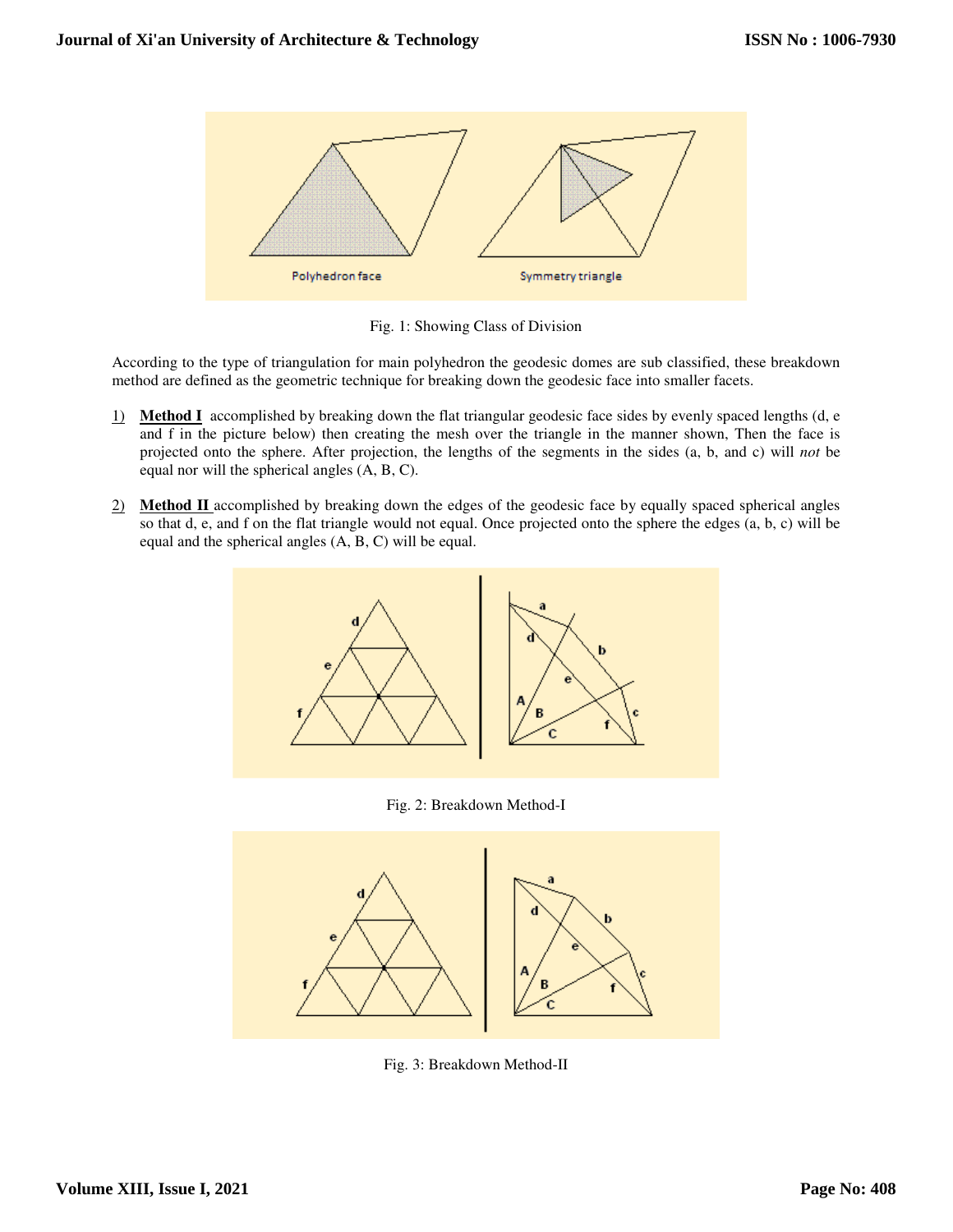Fig. 1: Showing Class of Division

According to the type of triangulation for main polyhedron the geodesic domes are sub classified, these breakdown method are defined as the geometric technique for breaking down the geodesic face into smaller facets.

1) **Method I** accomplished by breaking down the flat triangular geodesic face sides by evenly spaced lengths (d, e and f in the picture below) then creating the mesh over the triangle in the manner shown, Then the face is projected onto the sphere. After projection, the lengths of the segments in the sides (a, b, and c) will *not* be equal nor will the spherical angles (A, B, C).

2) **Method II** accomplished by breaking down the edges of the geodesic face by equally spaced spherical angles so that d, e, and f on the flat triangle would not equal. Once projected onto the sphere the edges (a, b, c) will be equal and the spherical angles (A, B, C) will be equal.

Fig. 2: Breakdown Method-I

Fig. 3: Breakdown Method-II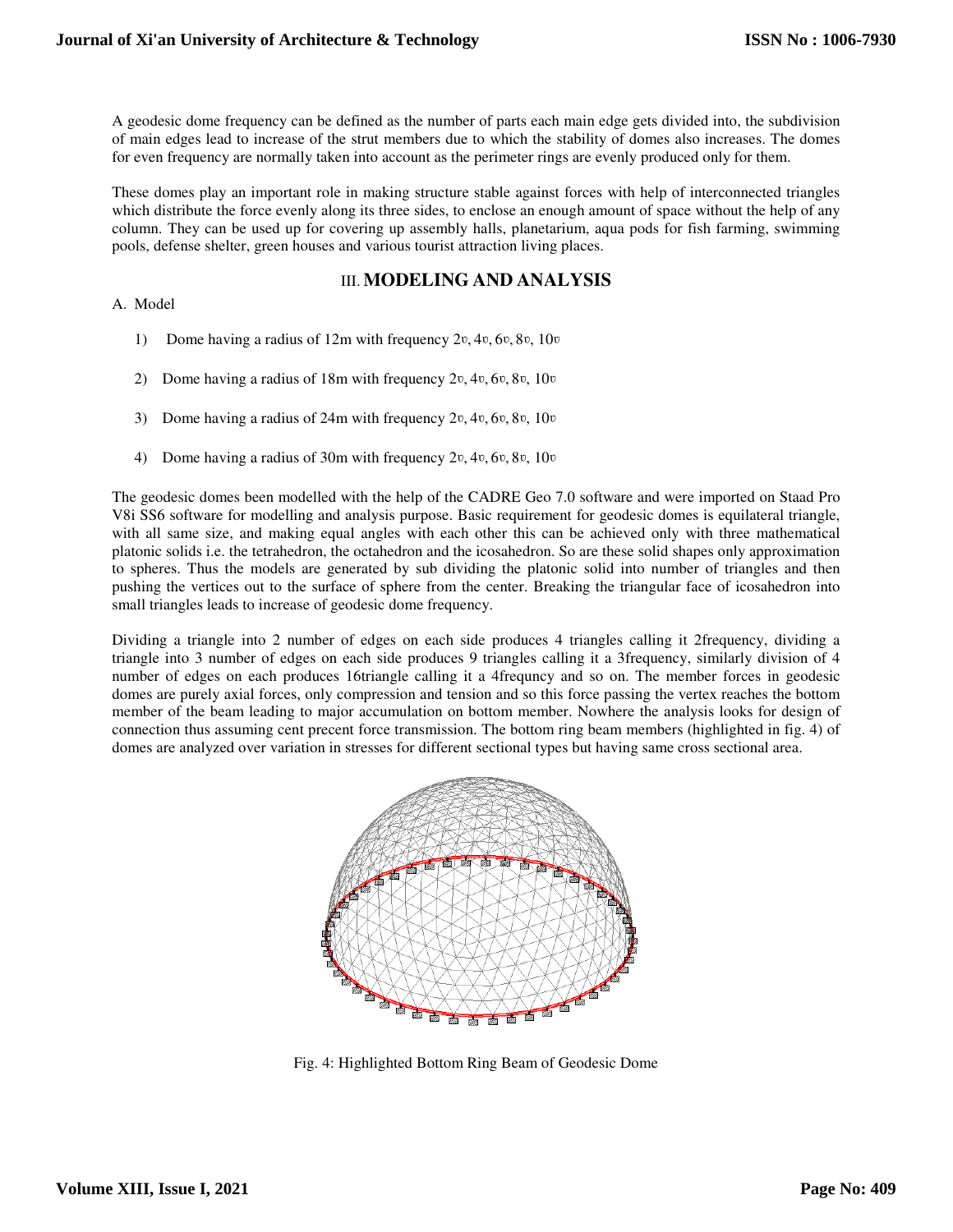A geodesic dome frequency can be defined as the number of parts each main edge gets divided into, the subdivision of main edges lead to increase of the strut members due to which the stability of domes also increases. The domes for even frequency are normally taken into account as the perimeter rings are evenly produced only for them.

These domes play an important role in making structure stable against forces with help of interconnected triangles which distribute the force evenly along its three sides, to enclose an enough amount of space without the help of any column. They can be used up for covering up assembly halls, planetarium, aqua pods for fish farming, swimming pools, defense shelter, green houses and various tourist attraction living places.

## III. MODELING AND ANALYSIS

A. Model

1) Dome having a radius of 12m with frequency 2υ, 4υ, 6υ, 8υ, 10υ
2) Dome having a radius of 18m with frequency 2υ, 4υ, 6υ, 8υ, 10υ
3) Dome having a radius of 24m with frequency 2υ, 4υ, 6υ, 8υ, 10υ
4) Dome having a radius of 30m with frequency 2υ, 4υ, 6υ, 8υ, 10υ

The geodesic domes been modelled with the help of the CADRE Geo 7.0 software and were imported on Staad Pro V8i SS6 software for modelling and analysis purpose. Basic requirement for geodesic domes is equilateral triangle, with all same size, and making equal angles with each other this can be achieved only with three mathematical platonic solids i.e. the tetrahedron, the octahedron and the icosahedron. So are these solid shapes only approximation to spheres. Thus the models are generated by sub dividing the platonic solid into number of triangles and then pushing the vertices out to the surface of sphere from the center. Breaking the triangular face of icosahedron into small triangles leads to increase of geodesic dome frequency.

Dividing a triangle into 2 number of edges on each side produces 4 triangles calling it 2frequency, dividing a triangle into 3 number of edges on each side produces 9 triangles calling it a 3frequency, similarly division of 4 number of edges on each produces 16triangle calling it a 4frequncy and so on. The member forces in geodesic domes are purely axial forces, only compression and tension and so this force passing the vertex reaches the bottom member of the beam leading to major accumulation on bottom member. Nowhere the analysis looks for design of connection thus assuming cent precent force transmission. The bottom ring beam members (highlighted in fig. 4) of domes are analyzed over variation in stresses for different sectional types but having same cross sectional area.

Fig. 4: Highlighted Bottom Ring Beam of Geodesic Dome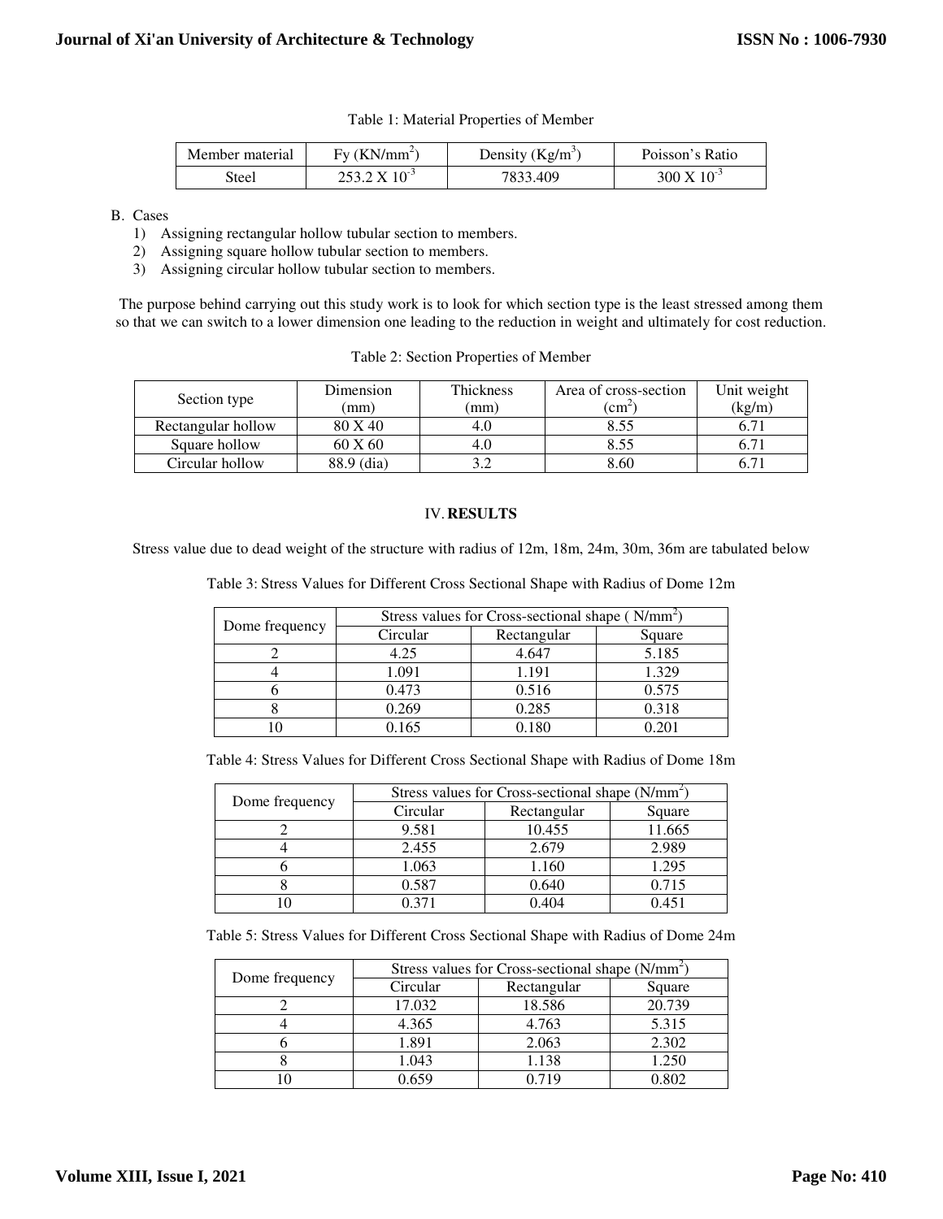Table 1: Material Properties of Member

| Member material | Fy ($KN/mm^2$) | Density ($Kg/m^3$) | Poisson's Ratio |
|---|---|---|---|
| Steel | $253.2 \times 10^{-3}$ | 7833.409 | $300 \times 10^{-3}$ |

B. Cases

1) Assigning rectangular hollow tubular section to members.
2) Assigning square hollow tubular section to members.
3) Assigning circular hollow tubular section to members.

The purpose behind carrying out this study work is to look for which section type is the least stressed among them so that we can switch to a lower dimension one leading to the reduction in weight and ultimately for cost reduction.

Table 2: Section Properties of Member

| Section type | Dimension (mm) | Thickness (mm) | Area of cross-section ($cm^2$) | Unit weight (kg/m) |
|---|---|---|---|---|
| Rectangular hollow | 80 X 40 | 4.0 | 8.55 | 6.71 |
| Square hollow | 60 X 60 | 4.0 | 8.55 | 6.71 |
| Circular hollow | 88.9 (dia) | 3.2 | 8.60 | 6.71 |

## IV. RESULTS

Stress value due to dead weight of the structure with radius of 12m, 18m, 24m, 30m, 36m are tabulated below

Table 3: Stress Values for Different Cross Sectional Shape with Radius of Dome 12m

| Dome frequency | Stress values for Cross-sectional shape ( $N/mm^2$) | | |
|---|---|---|---|
| | Circular | Rectangular | Square |
| 2 | 4.25 | 4.647 | 5.185 |
| 4 | 1.091 | 1.191 | 1.329 |
| 6 | 0.473 | 0.516 | 0.575 |
| 8 | 0.269 | 0.285 | 0.318 |
| 10 | 0.165 | 0.180 | 0.201 |

Table 4: Stress Values for Different Cross Sectional Shape with Radius of Dome 18m

| Dome frequency | Stress values for Cross-sectional shape ($N/mm^2$) | | |
|---|---|---|---|
| | Circular | Rectangular | Square |
| 2 | 9.581 | 10.455 | 11.665 |
| 4 | 2.455 | 2.679 | 2.989 |
| 6 | 1.063 | 1.160 | 1.295 |
| 8 | 0.587 | 0.640 | 0.715 |
| 10 | 0.371 | 0.404 | 0.451 |

Table 5: Stress Values for Different Cross Sectional Shape with Radius of Dome 24m

| Dome frequency | Stress values for Cross-sectional shape ($N/mm^2$) | | |
|---|---|---|---|
| | Circular | Rectangular | Square |
| 2 | 17.032 | 18.586 | 20.739 |
| 4 | 4.365 | 4.763 | 5.315 |
| 6 | 1.891 | 2.063 | 2.302 |
| 8 | 1.043 | 1.138 | 1.250 |
| 10 | 0.659 | 0.719 | 0.802 |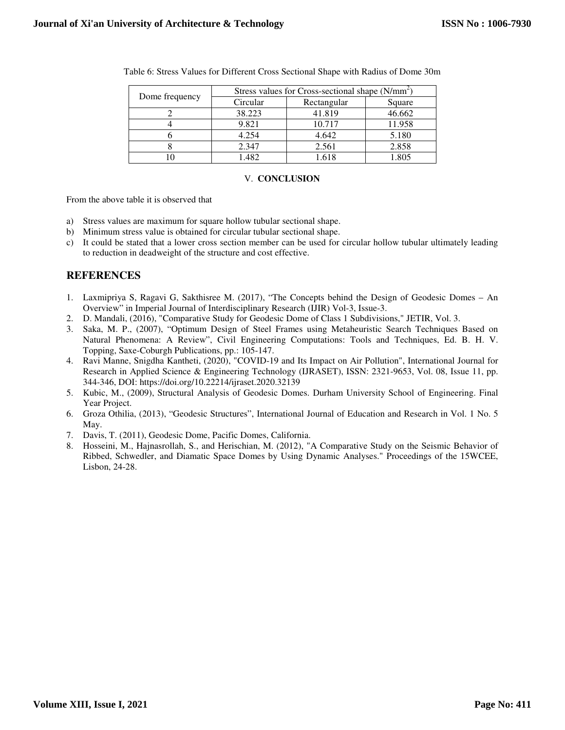Table 6: Stress Values for Different Cross Sectional Shape with Radius of Dome 30m

| Dome frequency | Stress values for Cross-sectional shape ($N/mm^2$) | | |
|---|---|---|---|
| | Circular | Rectangular | Square |
| 2 | 38.223 | 41.819 | 46.662 |
| 4 | 9.821 | 10.717 | 11.958 |
| 6 | 4.254 | 4.642 | 5.180 |
| 8 | 2.347 | 2.561 | 2.858 |
| 10 | 1.482 | 1.618 | 1.805 |

## V. CONCLUSION

From the above table it is observed that

a) Stress values are maximum for square hollow tubular sectional shape.
b) Minimum stress value is obtained for circular tubular sectional shape.
c) It could be stated that a lower cross section member can be used for circular hollow tubular ultimately leading to reduction in deadweight of the structure and cost effective.

## REFERENCES

1. Laxmipriya S, Ragavi G, Sakthisree M. (2017), "The Concepts behind the Design of Geodesic Domes – An Overview" in Imperial Journal of Interdisciplinary Research (IJIR) Vol-3, Issue-3.
2. D. Mandali, (2016), "Comparative Study for Geodesic Dome of Class 1 Subdivisions," JETIR, Vol. 3.
3. Saka, M. P., (2007), "Optimum Design of Steel Frames using Metaheuristic Search Techniques Based on Natural Phenomena: A Review", Civil Engineering Computations: Tools and Techniques, Ed. B. H. V. Topping, Saxe-Coburgh Publications, pp.: 105-147.
4. Ravi Manne, Snigdha Kantheti, (2020), "COVID-19 and Its Impact on Air Pollution", International Journal for Research in Applied Science & Engineering Technology (IJRASET), ISSN: 2321-9653, Vol. 08, Issue 11, pp. 344-346, DOI: https://doi.org/10.22214/ijraset.2020.32139
5. Kubic, M., (2009), Structural Analysis of Geodesic Domes. Durham University School of Engineering. Final Year Project.
6. Groza Othilia, (2013), "Geodesic Structures", International Journal of Education and Research in Vol. 1 No. 5 May.
7. Davis, T. (2011), Geodesic Dome, Pacific Domes, California.
8. Hosseini, M., Hajnasrollah, S., and Herischian, M. (2012), "A Comparative Study on the Seismic Behavior of Ribbed, Schwedler, and Diamatic Space Domes by Using Dynamic Analyses." Proceedings of the 15WCEE, Lisbon, 24-28.